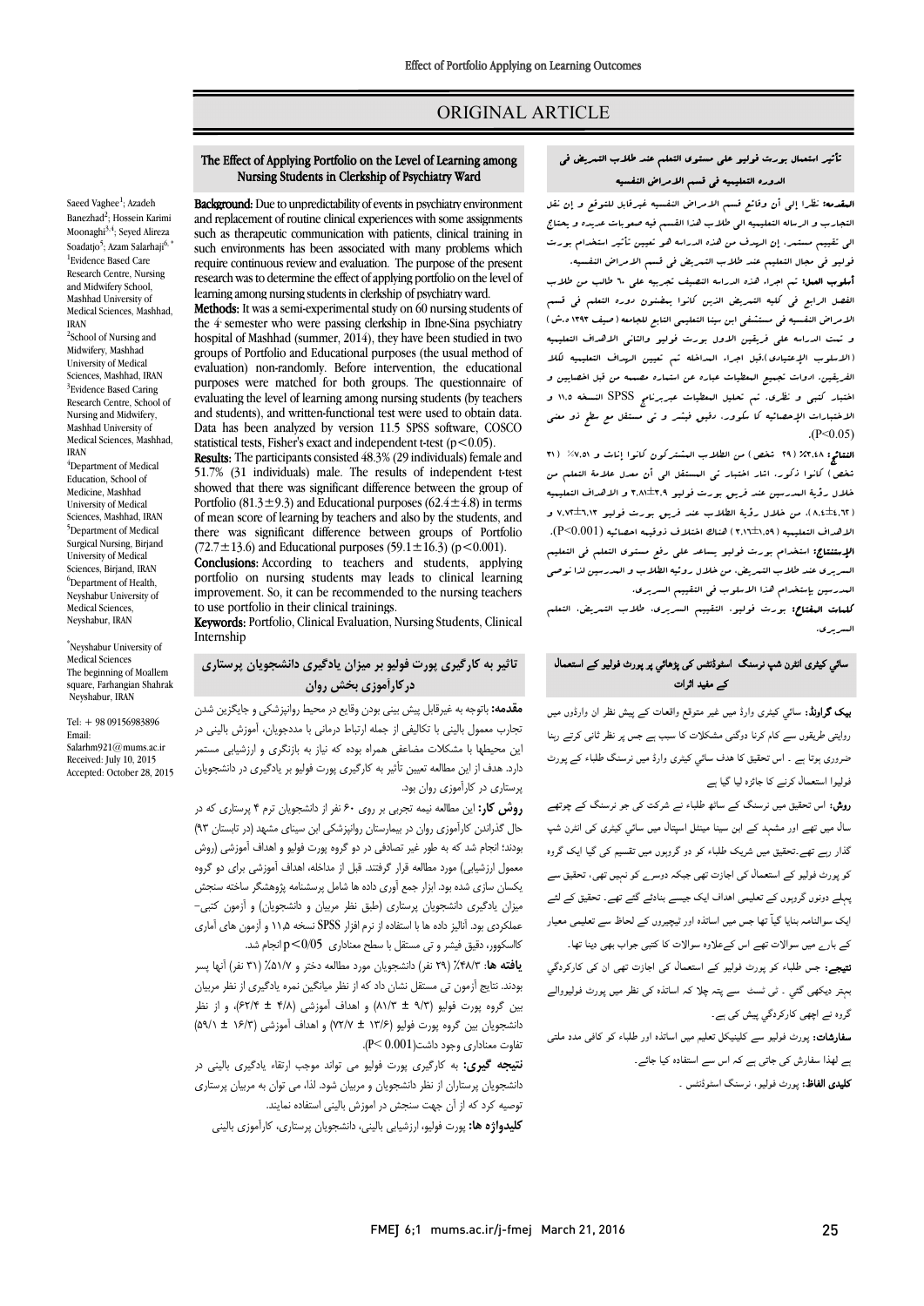ORIGINAL ARTICLE

# The Effect of Applying Portfolio on the Level of Learning among Nursing Students in Clerkship of Psychiatry Ward

Saeed Vaghee[1]; Azadeh Banezhad[2]; Hossein Karimi Moonaghi[3,4]; Seyed Alireza Soadatjo[5]; Azam Salarhaji[6,*]

[1]Evidence Based Care Research Centre, Nursing and Midwifery School, Mashhad University of Medical Sciences, Mashhad, IRAN

[2]School of Nursing and Midwifery, Mashhad University of Medical Sciences, Mashhad, IRAN

[3]Evidence Based Caring Research Centre, School of Nursing and Midwifery, Mashhad University of Medical Sciences, Mashhad, IRAN

[4]Department of Medical Education, School of Medicine, Mashhad University of Medical Sciences, Mashhad, IRAN

[5]Department of Medical Surgical Nursing, Birjand University of Medical Sciences, Birjand, IRAN

[6]Department of Health, Neyshabur University of Medical Sciences, Neyshabur, IRAN

*Neyshabur University of Medical Sciences
The beginning of Moallem square, Farhangian Shahrak
Neyshabur, IRAN

Tel: + 98 09156983896
Email: Salarhm921@mums.ac.ir
Received: July 10, 2015
Accepted: October 28, 2015

**Background:** Due to unpredictability of events in psychiatry environment and replacement of routine clinical experiences with some assignments such as therapeutic communication with patients, clinical training in such environments has been associated with many problems which require continuous review and evaluation. The purpose of the present research was to determine the effect of applying portfolio on the level of learning among nursing students in clerkship of psychiatry ward.

**Methods:** It was a semi-experimental study on 60 nursing students of the 4 semester who were passing clerkship in Ibne-Sina psychiatry hospital of Mashhad (summer, 2014), they have been studied in two groups of Portfolio and Educational purposes (the usual method of evaluation) non-randomly. Before intervention, the educational purposes were matched for both groups. The questionnaire of evaluating the level of learning among nursing students (by teachers and students), and written-functional test were used to obtain data. Data has been analyzed by version 11.5 SPSS software, COSCO statistical tests, Fisher's exact and independent t-test ($p<0.05$).

**Results:** The participants consisted 48.3% (29 individuals) female and 51.7% (31 individuals) male. The results of independent t-test showed that there was significant difference between the group of Portfolio ($81.3\pm9.3$) and Educational purposes ($62.4\pm4.8$) in terms of mean score of learning by teachers and also by the students, and there was significant difference between groups of Portfolio ($72.7\pm13.6$) and Educational purposes ($59.1\pm16.3$) ($p<0.001$).

**Conclusions:** According to teachers and students, applying portfolio on nursing students may leads to clinical learning improvement. So, it can be recommended to the nursing teachers to use portfolio in their clinical trainings.

**Keywords:** Portfolio, Clinical Evaluation, Nursing Students, Clinical Internship

## تاثیر به کارگیری پورت فولیو بر میزان یادگیری دانشجویان پرستاری درکارآموزی بخش روان

**مقدمه:** باتوجه به غیرقابل پیش بینی بودن وقایع در محیط روانپزشکی و جایگزین شدن تجارب معمول بالینی با تکالیفی از جمله ارتباط درمانی با مددجویان، آموزش بالینی در این محیطها با مشکلات مضاعفی همراه بوده که نیاز به بازنگری و ارزشیابی مستمر دارد. هدف از این مطالعه تعیین تأثیر به کارگیری پورت فولیو بر یادگیری در دانشجویان پرستاری در کارآموزی روان بود.

**روش کار:** این مطالعه نیمه تجربی بر روی ۶۰ نفر از دانشجویان ترم ۴ پرستاری که در حال گذراندن کارآموزی روان در بیمارستان روانپزشکی ابن سینای مشهد (در تابستان ۹۳) بودند؛ انجام شد که به طور غیر تصادفی در دو گروه پورت فولیو و اهداف آموزشی (روش معمول ارزشیابی) مورد مطالعه قرار گرفتند. قبل از مداخله، اهداف آموزشی برای دو گروه یکسان سازی شده بود. ابزار جمع آوری داده ها شامل پرسشنامه پژوهشگر ساخته سنجش میزان یادگیری دانشجویان پرستاری (طبق نظر مربیان و دانشجویان) و آزمون کتبی–عملکردی بود. آنالیز داده ها با استفاده از نرم افزار SPSS نسخه ۱۱،۵ و آزمون های آماری کالسکوور، دقیق فیشر و تی مستقل با سطح معناداری $p<0/05$ انجام شد.

**یافته ها:** ۴۸/۳٪ (۲۹ نفر) دانشجویان مورد مطالعه دختر و ۵۱/۷٪ (۳۱ نفر) آنها پسر بودند. نتایج آزمون تی مستقل نشان داد که از نظر میانگین نمره یادگیری از نظر مربیان بین گروه پورت فولیو (۹/۳ ± ۸۱/۳) و اهداف آموزشی (۴/۸ ± ۶۲/۴)، و از نظر دانشجویان بین گروه پورت فولیو (۱۳/۶ ± ۷۲/۷) و اهداف آموزشی (۱۶/۳ ± ۵۹/۱) تفاوت معناداری وجود داشت($P<0.001$).

**نتیجه گیری:** به کارگیری پورت فولیو می تواند موجب ارتقاء یادگیری بالینی در دانشجویان پرستاران از نظر دانشجویان و مربیان شود. لذا، می توان به مربیان پرستاری توصیه کرد که از آن جهت سنجش در آموزش بالینی استفاده نمایند.

**کلیدواژه ها:** پورت فولیو، ارزشیابی بالینی، دانشجویان پرستاری، کارآموزی بالینی

## تأثير استعمال بورت فوليو على مستوى التعلم عند طلاب التمريض في الدوره التعليميه في قسم الامراض النفسيه

**المقدمه:** نظرا إلى أن وقائع قسم الامراض النفسيه غيرقابل للتوقع و إن نقل التجارب و الرساله التعليميه الى طلاب هذا القسم فيه صعوبات عديده و يحتاج الى تقييم مستمر، إن الهدف من هذه الدراسه هو تعيين تأثير استخدام بورت فوليو في مجال التعليم عند طلاب التمريض في قسم الامراض النفسيه.

**أسلوب العمل:** تم اجراء هذه الدراسه النصف تجربيه على ٦٠ طالب من طلاب الفصل الرابع في كليه التمريض الذين كانوا يقضون دوره التعلم في قسم الامراض النفسيه في مستشفى ابن سينا التعليمي التابع للجامعه (صيف ١٣٩٣ ه.ش) و تمت الدراسه على فريقين الاول بورت فوليو والثاني الاهداف التعليميه (الاسلوب الإعتيادي).قبل اجراء المداخله تم تعيين الهداف التعليميه لكلا الفريقين. ادوات تجميع المعطيات عباره عن استماره مصممه من قبل اخصائيين و اختبار كتبي و نظري. تم تحليل المعطيات عبربرنامج SPSS النسخه ١١.٥ و الاختبارات الإحصائيه كا سكوور، دقيق فيشر و تي مستقل مع سطح ذو معنى ($P<0.05$).

**النتائج:** ٤٨.٣٪ (٢٩ شخص) من الطلاب المشتركون كانوا إناث و ٥١.٧٪ (٣١ شخص) كانوا ذكور. اشار اختبار تي المستقل الى أن معدل علامة التعلم من خلال رؤية المدرسين عند فريق بورت فوليو ٩.٣±٨١.٣ و الاهداف التعليمية (٤.٨±٦٢.٤)، من خلال رؤية الطلاب عند فريق بورت فوليو ١٣.٦±٧٢.٧ و الاهداف التعليميه (١٦.٣±٥٩.١) هناك اختلاف ذوقيمه احصائيه ($P<0.001$).

**الإستنتاج:** استخدام بورت فوليو يساعد على رفع مستوى التعلم في التعليم السريري عند طلاب التمريض، من خلال روئيه الطلاب و المدرسين لذا نوصي المدرسين باستخدام هذا الاسلوب في التقييم السريري.

**كلمات المفتاح:** بورت فوليو، التقييم السريري، طلاب التمريض، التعلم السريري.

## سائی کیٹری انٹرن شپ نرسنگ اسٹوڈنٹس کی پڑھائي پر پورٹ فولیو کے استعمال کے مفید اثرات

**بیک گراونڈ:** سائی کیٹری وارڈ میں غیر متوقع واقعات کے پیش نظر ان وارڈوں میں روایتی طریقوں سے کام کرنا دوگنی مشکلات کا سبب ہے جس پر نظر ثانی کرتے رہنا ضروری ہوتا ہے ۔ اس تحقیق کا ھدف سائي کیٹری وارڈ میں نرسنگ طلباء کے پورٹ فولیوا استعمال کرنے کا جائزہ لیا گیا ہے

**روش:** اس تحقیق میں نرسنگ کے ساٹھ طلباء نے شرکت کی جو نرسنگ کے چوتھے سال میں تھے اور مشہد کے ابن سینا مینٹل اسپتال میں سائي کیٹری کی انٹرن شپ گذار رہے تھے۔تحقیق میں شریک طلباء کو دو گروہوں میں تقسیم کی گیا ایک گروہ کو پورٹ فولیو کے استعمال کی اجازت تھی جبکہ دوسرے کو نہیں تھی، تحقیق سے پہلے دونوں گروہوں کے تعلیمی اہداف ایک جیسے بنادئے گئے تھے۔ تحقیق کے لئے ایک سوالنامہ بنایا گیآ تھا جس میں اساتذہ اور ٹیچیروں کے لحاظ سے تعلیمی معیار کے بارے میں سوالات تھے اس کےعلاوہ سوالات کا کتبی جواب بھی دینا تھا۔

**نتیجے:** جس طلباء کو پورٹ فولیو کے استعمال کی اجازت تھی ان کی کارکردگي بہتر دیکھی گئي ۔ ٹی ٹسٹ سے پتہ چلا کہ اساتذہ کی نظر میں پورٹ فولیووالے گروہ نے اچھی کارکردگي پیش کی ہے۔

**سفارشات:** پورٹ فولیو سے کلینیکل تعلیم میں اساتذہ اور طلباء کو کافی مدد ملتی ہے لھذا سفارش کی جاتی ہے کہ اس سے استفادہ کیا جائے۔

**کلیدی الفاظ:** پورٹ فولیو، نرسنگ اسٹوڈنٹس ۔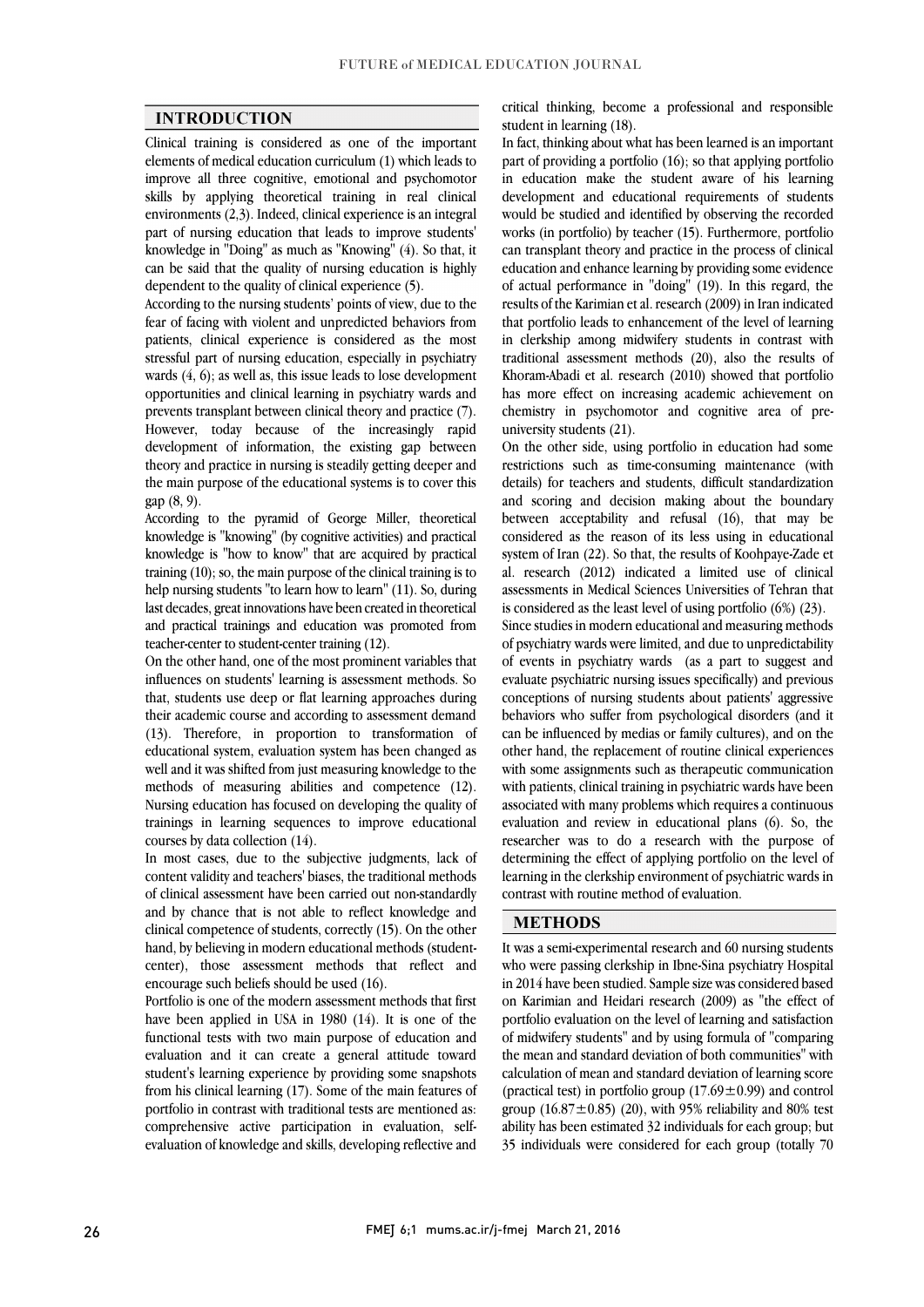## INTRODUCTION

Clinical training is considered as one of the important elements of medical education curriculum (1) which leads to improve all three cognitive, emotional and psychomotor skills by applying theoretical training in real clinical environments (2,3). Indeed, clinical experience is an integral part of nursing education that leads to improve students' knowledge in "Doing" as much as "Knowing" (4). So that, it can be said that the quality of nursing education is highly dependent to the quality of clinical experience (5).

According to the nursing students' points of view, due to the fear of facing with violent and unpredicted behaviors from patients, clinical experience is considered as the most stressful part of nursing education, especially in psychiatry wards (4, 6); as well as, this issue leads to lose development opportunities and clinical learning in psychiatry wards and prevents transplant between clinical theory and practice (7). However, today because of the increasingly rapid development of information, the existing gap between theory and practice in nursing is steadily getting deeper and the main purpose of the educational systems is to cover this gap (8, 9).

According to the pyramid of George Miller, theoretical knowledge is "knowing" (by cognitive activities) and practical knowledge is "how to know" that are acquired by practical training (10); so, the main purpose of the clinical training is to help nursing students "to learn how to learn" (11). So, during last decades, great innovations have been created in theoretical and practical trainings and education was promoted from teacher-center to student-center training (12).

On the other hand, one of the most prominent variables that influences on students' learning is assessment methods. So that, students use deep or flat learning approaches during their academic course and according to assessment demand (13). Therefore, in proportion to transformation of educational system, evaluation system has been changed as well and it was shifted from just measuring knowledge to the methods of measuring abilities and competence (12). Nursing education has focused on developing the quality of trainings in learning sequences to improve educational courses by data collection (14).

In most cases, due to the subjective judgments, lack of content validity and teachers' biases, the traditional methods of clinical assessment have been carried out non-standardly and by chance that is not able to reflect knowledge and clinical competence of students, correctly (15). On the other hand, by believing in modern educational methods (student-center), those assessment methods that reflect and encourage such beliefs should be used (16).

Portfolio is one of the modern assessment methods that first have been applied in USA in 1980 (14). It is one of the functional tests with two main purpose of education and evaluation and it can create a general attitude toward student's learning experience by providing some snapshots from his clinical learning (17). Some of the main features of portfolio in contrast with traditional tests are mentioned as: comprehensive active participation in evaluation, self-evaluation of knowledge and skills, developing reflective and critical thinking, become a professional and responsible student in learning (18).

In fact, thinking about what has been learned is an important part of providing a portfolio (16); so that applying portfolio in education make the student aware of his learning development and educational requirements of students would be studied and identified by observing the recorded works (in portfolio) by teacher (15). Furthermore, portfolio can transplant theory and practice in the process of clinical education and enhance learning by providing some evidence of actual performance in "doing" (19). In this regard, the results of the Karimian et al. research (2009) in Iran indicated that portfolio leads to enhancement of the level of learning in clerkship among midwifery students in contrast with traditional assessment methods (20), also the results of Khoram-Abadi et al. research (2010) showed that portfolio has more effect on increasing academic achievement on chemistry in psychomotor and cognitive area of pre-university students (21).

On the other side, using portfolio in education had some restrictions such as time-consuming maintenance (with details) for teachers and students, difficult standardization and scoring and decision making about the boundary between acceptability and refusal (16), that may be considered as the reason of its less using in educational system of Iran (22). So that, the results of Koohpaye-Zade et al. research (2012) indicated a limited use of clinical assessments in Medical Sciences Universities of Tehran that is considered as the least level of using portfolio (6%) (23).

Since studies in modern educational and measuring methods of psychiatry wards were limited, and due to unpredictability of events in psychiatry wards (as a part to suggest and evaluate psychiatric nursing issues specifically) and previous conceptions of nursing students about patients' aggressive behaviors who suffer from psychological disorders (and it can be influenced by medias or family cultures), and on the other hand, the replacement of routine clinical experiences with some assignments such as therapeutic communication with patients, clinical training in psychiatric wards have been associated with many problems which requires a continuous evaluation and review in educational plans (6). So, the researcher was to do a research with the purpose of determining the effect of applying portfolio on the level of learning in the clerkship environment of psychiatric wards in contrast with routine method of evaluation.

## METHODS

It was a semi-experimental research and 60 nursing students who were passing clerkship in Ibne-Sina psychiatry Hospital in 2014 have been studied. Sample size was considered based on Karimian and Heidari research (2009) as "the effect of portfolio evaluation on the level of learning and satisfaction of midwifery students" and by using formula of "comparing the mean and standard deviation of both communities" with calculation of mean and standard deviation of learning score (practical test) in portfolio group ($17.69 \pm 0.99$) and control group ($16.87 \pm 0.85$) (20), with 95% reliability and 80% test ability has been estimated 32 individuals for each group; but 35 individuals were considered for each group (totally 70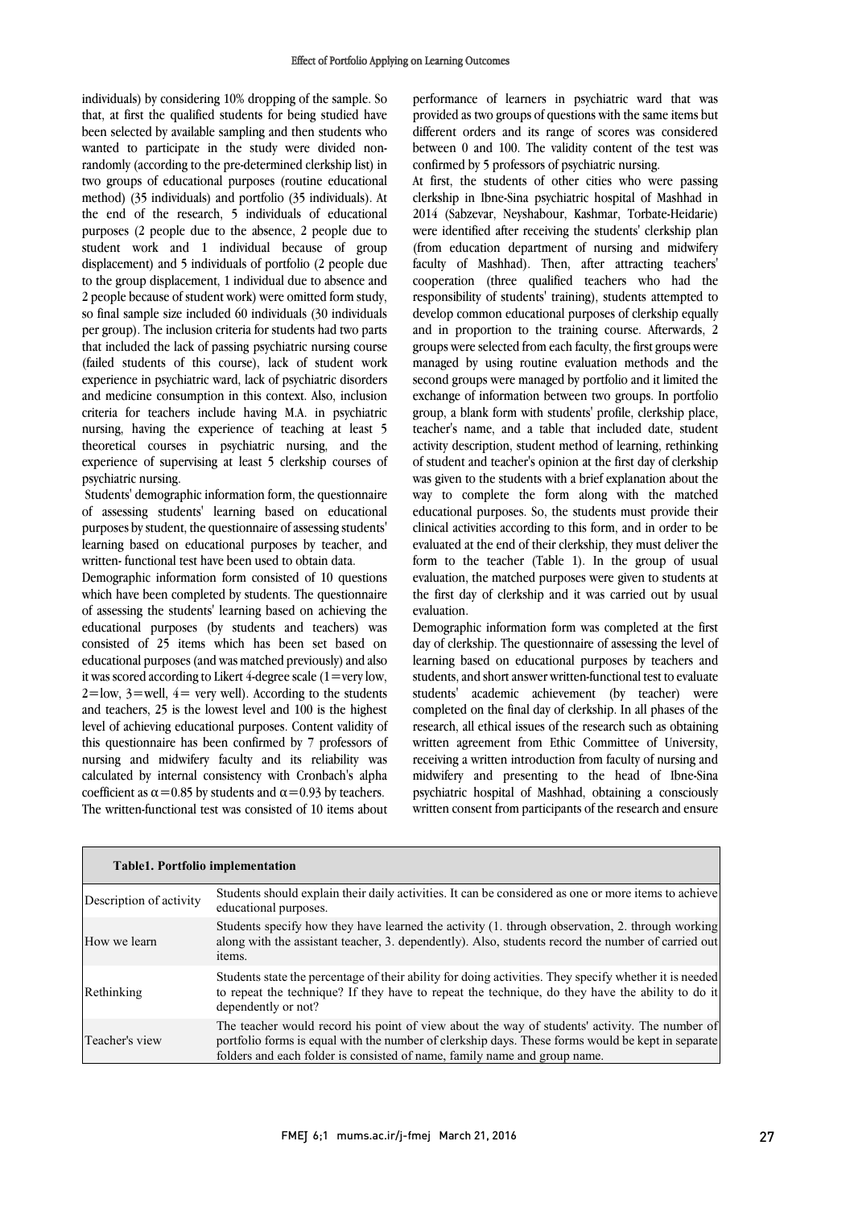individuals) by considering 10% dropping of the sample. So that, at first the qualified students for being studied have been selected by available sampling and then students who wanted to participate in the study were divided non-randomly (according to the pre-determined clerkship list) in two groups of educational purposes (routine educational method) (35 individuals) and portfolio (35 individuals). At the end of the research, 5 individuals of educational purposes (2 people due to the absence, 2 people due to student work and 1 individual because of group displacement) and 5 individuals of portfolio (2 people due to the group displacement, 1 individual due to absence and 2 people because of student work) were omitted form study, so final sample size included 60 individuals (30 individuals per group). The inclusion criteria for students had two parts that included the lack of passing psychiatric nursing course (failed students of this course), lack of student work experience in psychiatric ward, lack of psychiatric disorders and medicine consumption in this context. Also, inclusion criteria for teachers include having M.A. in psychiatric nursing, having the experience of teaching at least 5 theoretical courses in psychiatric nursing, and the experience of supervising at least 5 clerkship courses of psychiatric nursing.

Students' demographic information form, the questionnaire of assessing students' learning based on educational purposes by student, the questionnaire of assessing students' learning based on educational purposes by teacher, and written- functional test have been used to obtain data.

Demographic information form consisted of 10 questions which have been completed by students. The questionnaire of assessing the students' learning based on achieving the educational purposes (by students and teachers) was consisted of 25 items which has been set based on educational purposes (and was matched previously) and also it was scored according to Likert 4-degree scale (1=very low, 2=low, 3=well, 4= very well). According to the students and teachers, 25 is the lowest level and 100 is the highest level of achieving educational purposes. Content validity of this questionnaire has been confirmed by 7 professors of nursing and midwifery faculty and its reliability was calculated by internal consistency with Cronbach's alpha coefficient as $\alpha=0.85$ by students and $\alpha=0.93$ by teachers.

The written-functional test was consisted of 10 items about performance of learners in psychiatric ward that was provided as two groups of questions with the same items but different orders and its range of scores was considered between 0 and 100. The validity content of the test was confirmed by 5 professors of psychiatric nursing.

At first, the students of other cities who were passing clerkship in Ibne-Sina psychiatric hospital of Mashhad in 2014 (Sabzevar, Neyshabour, Kashmar, Torbate-Heidarie) were identified after receiving the students' clerkship plan (from education department of nursing and midwifery faculty of Mashhad). Then, after attracting teachers' cooperation (three qualified teachers who had the responsibility of students' training), students attempted to develop common educational purposes of clerkship equally and in proportion to the training course. Afterwards, 2 groups were selected from each faculty, the first groups were managed by using routine evaluation methods and the second groups were managed by portfolio and it limited the exchange of information between two groups. In portfolio group, a blank form with students' profile, clerkship place, teacher's name, and a table that included date, student activity description, student method of learning, rethinking of student and teacher's opinion at the first day of clerkship was given to the students with a brief explanation about the way to complete the form along with the matched educational purposes. So, the students must provide their clinical activities according to this form, and in order to be evaluated at the end of their clerkship, they must deliver the form to the teacher (Table 1). In the group of usual evaluation, the matched purposes were given to students at the first day of clerkship and it was carried out by usual evaluation.

Demographic information form was completed at the first day of clerkship. The questionnaire of assessing the level of learning based on educational purposes by teachers and students, and short answer written-functional test to evaluate students' academic achievement (by teacher) were completed on the final day of clerkship. In all phases of the research, all ethical issues of the research such as obtaining written agreement from Ethic Committee of University, receiving a written introduction from faculty of nursing and midwifery and presenting to the head of Ibne-Sina psychiatric hospital of Mashhad, obtaining a consciously written consent from participants of the research and ensure

**Table1. Portfolio implementation**

| | |
|---|---|
| Description of activity | Students should explain their daily activities. It can be considered as one or more items to achieve educational purposes. |
| How we learn | Students specify how they have learned the activity (1. through observation, 2. through working along with the assistant teacher, 3. dependently). Also, students record the number of carried out items. |
| Rethinking | Students state the percentage of their ability for doing activities. They specify whether it is needed to repeat the technique? If they have to repeat the technique, do they have the ability to do it dependently or not? |
| Teacher's view | The teacher would record his point of view about the way of students' activity. The number of portfolio forms is equal with the number of clerkship days. These forms would be kept in separate folders and each folder is consisted of name, family name and group name. |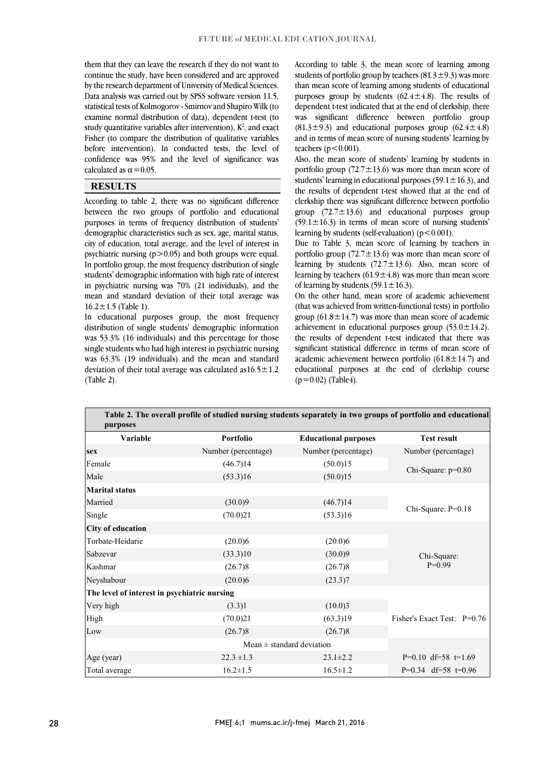them that they can leave the research if they do not want to continue the study, have been considered and are approved by the research department of University of Medical Sciences. Data analysis was carried out by SPSS software version 11.5, statistical tests of Kolmogorov - Smirnov and Shapiro Wilk (to examine normal distribution of data), dependent t-test (to study quantitative variables after intervention), $K^2$, and exact Fisher (to compare the distribution of qualitative variables before intervention). In conducted tests, the level of confidence was 95% and the level of significance was calculated as $\alpha = 0.05$.

## RESULTS

According to table 2, there was no significant difference between the two groups of portfolio and educational purposes in terms of frequency distribution of students' demographic characteristics such as sex, age, marital status, city of education, total average, and the level of interest in psychiatric nursing ($p > 0.05$) and both groups were equal. In portfolio group, the most frequency distribution of single students' demographic information with high rate of interest in psychiatric nursing was 70% (21 individuals), and the mean and standard deviation of their total average was 16.2±1.5 (Table 1).

In educational purposes group, the most frequency distribution of single students' demographic information was 53.3% (16 individuals) and this percentage for those single students who had high interest in psychiatric nursing was 63.3% (19 individuals) and the mean and standard deviation of their total average was calculated as16.5±1.2 (Table 2).

According to table 3, the mean score of learning among students of portfolio group by teachers (81.3±9.3) was more than mean score of learning among students of educational purposes group by students (62.4±4.8). The results of dependent t-test indicated that at the end of clerkship, there was significant difference between portfolio group (81.3±9.3) and educational purposes group (62.4±4.8) and in terms of mean score of nursing students' learning by teachers ($p < 0.001$).

Also, the mean score of students' learning by students in portfolio group (72.7±13.6) was more than mean score of students' learning in educational purposes (59.1±16.3), and the results of dependent t-test showed that at the end of clerkship there was significant difference between portfolio group (72.7±13.6) and educational purposes group (59.1±16.3) in terms of mean score of nursing students' learning by students (self-evaluation) ($p < 0.001$).

Due to Table 3, mean score of learning by teachers in portfolio group (72.7±13.6) was more than mean score of learning by students (72.7±13.6). Also, mean score of learning by teachers (61.9±4.8) was more than mean score of learning by students (59.1±16.3).

On the other hand, mean score of academic achievement (that was achieved from written-functional tests) in portfolio group (61.8±14.7) was more than mean score of academic achievement in educational purposes group (53.0±14.2). the results of dependent t-test indicated that there was significant statistical difference in terms of mean score of academic achievement between portfolio (61.8±14.7) and educational purposes at the end of clerkship course ($p = 0.02$) (Table4).

**Table 2. The overall profile of studied nursing students separately in two groups of portfolio and educational purposes**

| Variable | Portfolio | Educational purposes | Test result |
|---|---|---|---|
| **sex** | Number (percentage) | Number (percentage) | Number (percentage) |
| Female | (46.7)14 | (50.0)15 | Chi-Square: p=0.80 |
| Male | (53.3)16 | (50.0)15 | |
| **Marital status** | | | |
| Married | (30.0)9 | (46.7)14 | Chi-Square: P=0.18 |
| Single | (70.0)21 | (53.3)16 | |
| **City of education** | | | |
| Torbate-Heidarie | (20.0)6 | (20.0)6 | Chi-Square: P=0.99 |
| Sabzevar | (33.3)10 | (30.0)9 | |
| Kashmar | (26.7)8 | (26.7)8 | |
| Neyshabour | (20.0)6 | (23.3)7 | |
| **The level of interest in psychiatric nursing** | | | |
| Very high | (3.3)1 | (10.0)3 | Fisher's Exact Test: P=0.76 |
| High | (70.0)21 | (63.3)19 | |
| Low | (26.7)8 | (26.7)8 | |
| | Mean ± standard deviation | | |
| Age (year) | 22.3 ±1.3 | 23.1±2.2 | P=0.10 df=58 t=1.69 |
| Total average | 16.2±1.5 | 16.5±1.2 | P=0.34 df=58 t=0.96 |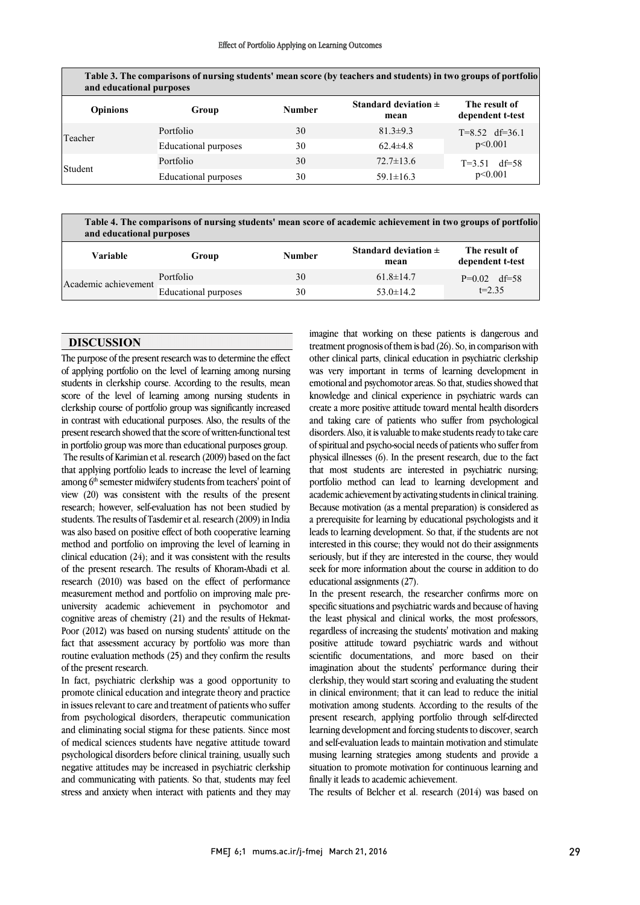**Table 3. The comparisons of nursing students' mean score (by teachers and students) in two groups of portfolio and educational purposes**

| Opinions | Group | Number | Standard deviation ± mean | The result of dependent t-test |
|---|---|---|---|---|
| Teacher | Portfolio | 30 | 81.3±9.3 | T=8.52 df=36.1 p<0.001 |
| | Educational purposes | 30 | 62.4±4.8 | |
| Student | Portfolio | 30 | 72.7±13.6 | T=3.51 df=58 p<0.001 |
| | Educational purposes | 30 | 59.1±16.3 | |

**Table 4. The comparisons of nursing students' mean score of academic achievement in two groups of portfolio and educational purposes**

| Variable | Group | Number | Standard deviation ± mean | The result of dependent t-test |
|---|---|---|---|---|
| Academic achievement | Portfolio | 30 | 61.8±14.7 | P=0.02 df=58 t=2.35 |
| | Educational purposes | 30 | 53.0±14.2 | |

## DISCUSSION

The purpose of the present research was to determine the effect of applying portfolio on the level of learning among nursing students in clerkship course. According to the results, mean score of the level of learning among nursing students in clerkship course of portfolio group was significantly increased in contrast with educational purposes. Also, the results of the present research showed that the score of written-functional test in portfolio group was more than educational purposes group.

The results of Karimian et al. research (2009) based on the fact that applying portfolio leads to increase the level of learning among 6th semester midwifery students from teachers' point of view (20) was consistent with the results of the present research; however, self-evaluation has not been studied by students. The results of Tasdemir et al. research (2009) in India was also based on positive effect of both cooperative learning method and portfolio on improving the level of learning in clinical education (24); and it was consistent with the results of the present research. The results of Khoram-Abadi et al. research (2010) was based on the effect of performance measurement method and portfolio on improving male pre-university academic achievement in psychomotor and cognitive areas of chemistry (21) and the results of Hekmat-Poor (2012) was based on nursing students' attitude on the fact that assessment accuracy by portfolio was more than routine evaluation methods (25) and they confirm the results of the present research.

In fact, psychiatric clerkship was a good opportunity to promote clinical education and integrate theory and practice in issues relevant to care and treatment of patients who suffer from psychological disorders, therapeutic communication and eliminating social stigma for these patients. Since most of medical sciences students have negative attitude toward psychological disorders before clinical training, usually such negative attitudes may be increased in psychiatric clerkship and communicating with patients. So that, students may feel stress and anxiety when interact with patients and they may imagine that working on these patients is dangerous and treatment prognosis of them is bad (26). So, in comparison with other clinical parts, clinical education in psychiatric clerkship was very important in terms of learning development in emotional and psychomotor areas. So that, studies showed that knowledge and clinical experience in psychiatric wards can create a more positive attitude toward mental health disorders and taking care of patients who suffer from psychological disorders. Also, it is valuable to make students ready to take care of spiritual and psycho-social needs of patients who suffer from physical illnesses (6). In the present research, due to the fact that most students are interested in psychiatric nursing; portfolio method can lead to learning development and academic achievement by activating students in clinical training. Because motivation (as a mental preparation) is considered as a prerequisite for learning by educational psychologists and it leads to learning development. So that, if the students are not interested in this course; they would not do their assignments seriously, but if they are interested in the course, they would seek for more information about the course in addition to do educational assignments (27).

In the present research, the researcher confirms more on specific situations and psychiatric wards and because of having the least physical and clinical works, the most professors, regardless of increasing the students' motivation and making positive attitude toward psychiatric wards and without scientific documentations, and more based on their imagination about the students' performance during their clerkship, they would start scoring and evaluating the student in clinical environment; that it can lead to reduce the initial motivation among students. According to the results of the present research, applying portfolio through self-directed learning development and forcing students to discover, search and self-evaluation leads to maintain motivation and stimulate musing learning strategies among students and provide a situation to promote motivation for continuous learning and finally it leads to academic achievement.

The results of Belcher et al. research (2014) was based on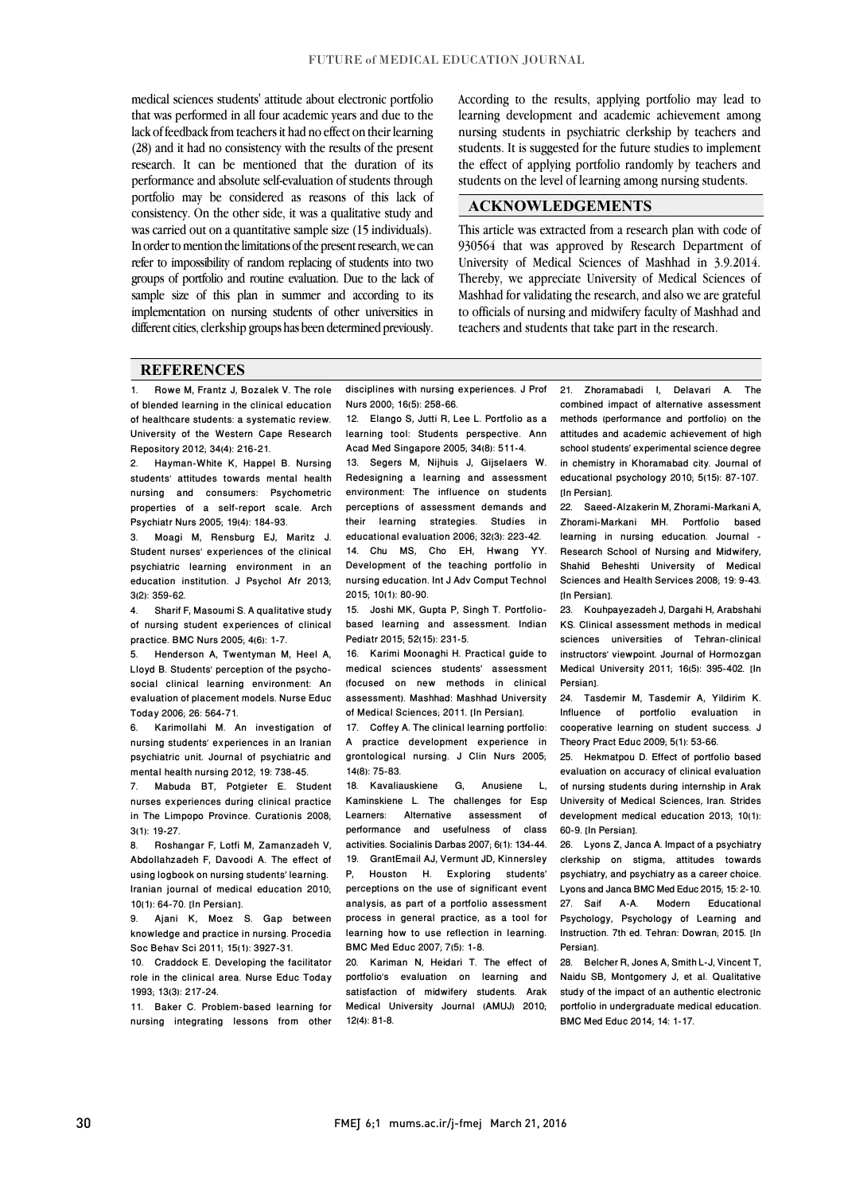medical sciences students' attitude about electronic portfolio that was performed in all four academic years and due to the lack of feedback from teachers it had no effect on their learning (28) and it had no consistency with the results of the present research. It can be mentioned that the duration of its performance and absolute self-evaluation of students through portfolio may be considered as reasons of this lack of consistency. On the other side, it was a qualitative study and was carried out on a quantitative sample size (15 individuals). In order to mention the limitations of the present research, we can refer to impossibility of random replacing of students into two groups of portfolio and routine evaluation. Due to the lack of sample size of this plan in summer and according to its implementation on nursing students of other universities in different cities, clerkship groups has been determined previously.

According to the results, applying portfolio may lead to learning development and academic achievement among nursing students in psychiatric clerkship by teachers and students. It is suggested for the future studies to implement the effect of applying portfolio randomly by teachers and students on the level of learning among nursing students.

## ACKNOWLEDGEMENTS

This article was extracted from a research plan with code of 930564 that was approved by Research Department of University of Medical Sciences of Mashhad in 3.9.2014. Thereby, we appreciate University of Medical Sciences of Mashhad for validating the research, and also we are grateful to officials of nursing and midwifery faculty of Mashhad and teachers and students that take part in the research.

## REFERENCES

1. Rowe M, Frantz J, Bozalek V. The role of blended learning in the clinical education of healthcare students: a systematic review. University of the Western Cape Research Repository 2012; 34(4): 216-21.
2. Hayman-White K, Happel B. Nursing students' attitudes towards mental health nursing and consumers: Psychometric properties of a self-report scale. Arch Psychiatr Nurs 2005; 19(4): 184-93.
3. Moagi M, Rensburg EJ, Maritz J. Student nurses' experiences of the clinical psychiatric learning environment in an education institution. J Psychol Afr 2013; 3(2): 359-62.
4. Sharif F, Masoumi S. A qualitative study of nursing student experiences of clinical practice. BMC Nurs 2005; 4(6): 1-7.
5. Henderson A, Twentyman M, Heel A, Lloyd B. Students' perception of the psycho-social clinical learning environment: An evaluation of placement models. Nurse Educ Today 2006; 26: 564-71.
6. Karimollahi M. An investigation of nursing students' experiences in an Iranian psychiatric unit. Journal of psychiatric and mental health nursing 2012; 19: 738-45.
7. Mabuda BT, Potgieter E. Student nurses experiences during clinical practice in The Limpopo Province. Curationis 2008; 3(1): 19-27.
8. Roshangar F, Lotfi M, Zamanzadeh V, Abdollahzadeh F, Davoodi A. The effect of using logbook on nursing students' learning. Iranian journal of medical education 2010; 10(1): 64-70. [In Persian].
9. Ajani K, Moez S. Gap between knowledge and practice in nursing. Procedia Soc Behav Sci 2011; 15(1): 3927-31.
10. Craddock E. Developing the facilitator role in the clinical area. Nurse Educ Today 1993; 13(3): 217-24.
11. Baker C. Problem-based learning for nursing integrating lessons from other disciplines with nursing experiences. J Prof Nurs 2000; 16(5): 258-66.
12. Elango S, Jutti R, Lee L. Portfolio as a learning tool: Students perspective. Ann Acad Med Singapore 2005; 34(8): 511-4.
13. Segers M, Nijhuis J, Gijselaers W. Redesigning a learning and assessment environment: The influence on students perceptions of assessment demands and their learning strategies. Studies in educational evaluation 2006; 32(3): 223-42.
14. Chu MS, Cho EH, Hwang YY. Development of the teaching portfolio in nursing education. Int J Adv Comput Technol 2015; 10(1): 80-90.
15. Joshi MK, Gupta P, Singh T. Portfolio-based learning and assessment. Indian Pediatr 2015; 52(15): 231-5.
16. Karimi Moonaghi H. Practical guide to medical sciences students' assessment (focused on new methods in clinical assessment). Mashhad: Mashhad University of Medical Sciences; 2011. [In Persian].
17. Coffey A. The clinical learning portfolio: A practice development experience in grontological nursing. J Clin Nurs 2005; 14(8): 75-83.
18. Kavaliauskiene G, Anusiene L, Kaminskiene L. The challenges for Esp Learners: Alternative assessment of performance and usefulness of class activities. Socialinis Darbas 2007; 6(1): 134-44.
19. GrantEmail AJ, Vermunt JD, Kinnersley P, Houston H. Exploring students' perceptions on the use of significant event analysis, as part of a portfolio assessment process in general practice, as a tool for learning how to use reflection in learning. BMC Med Educ 2007; 7(5): 1-8.
20. Kariman N, Heidari T. The effect of portfolio's evaluation on learning and satisfaction of midwifery students. Arak Medical University Journal (AMUJ) 2010; 12(4): 81-8.
21. Zhoramabadi I, Delavari A. The combined impact of alternative assessment methods (performance and portfolio) on the attitudes and academic achievement of high school students' experimental science degree in chemistry in Khoramabad city. Journal of educational psychology 2010; 5(15): 87-107. [In Persian].
22. Saeed-Alzakerin M, Zhorami-Markani A, Zhorami-Markani MH. Portfolio based learning in nursing education. Journal - Research School of Nursing and Midwifery, Shahid Beheshti University of Medical Sciences and Health Services 2008; 19: 9-43. [In Persian].
23. Kouhpayezadeh J, Dargahi H, Arabshahi KS. Clinical assessment methods in medical sciences universities of Tehran-clinical instructors' viewpoint. Journal of Hormozgan Medical University 2011; 16(5): 395-402. [In Persian].
24. Tasdemir M, Tasdemir A, Yildirim K. Influence of portfolio evaluation in cooperative learning on student success. J Theory Pract Educ 2009; 5(1): 53-66.
25. Hekmatpou D. Effect of portfolio based evaluation on accuracy of clinical evaluation of nursing students during internship in Arak University of Medical Sciences, Iran. Strides development medical education 2013; 10(1): 60-9. [In Persian].
26. Lyons Z, Janca A. Impact of a psychiatry clerkship on stigma, attitudes towards psychiatry, and psychiatry as a career choice. Lyons and Janca BMC Med Educ 2015; 15: 2-10.
27. Saif A-A. Modern Educational Psychology, Psychology of Learning and Instruction. 7th ed. Tehran: Dowran; 2015. [In Persian].
28. Belcher R, Jones A, Smith L-J, Vincent T, Naidu SB, Montgomery J, et al. Qualitative study of the impact of an authentic electronic portfolio in undergraduate medical education. BMC Med Educ 2014; 14: 1-17.